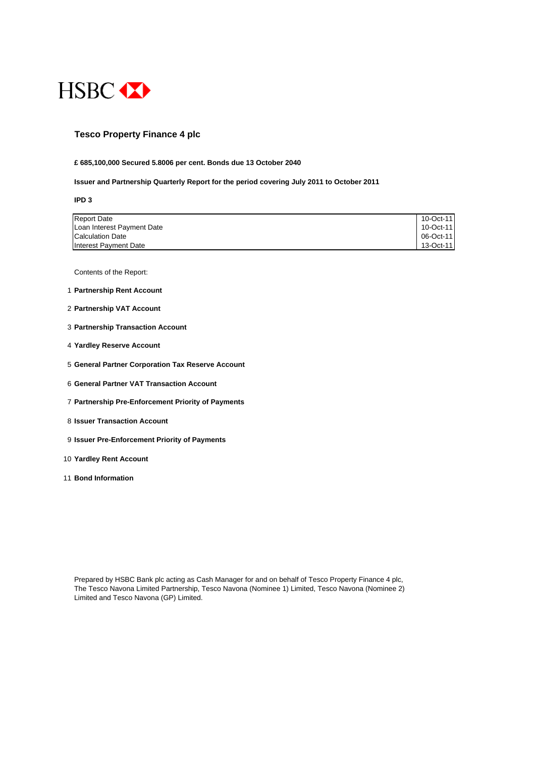HSBC

# Tesco Property Finance 4 plc

**£ 685,100,000 Secured 5.8006 per cent. Bonds due 13 October 2040**

**Issuer and Partnership Quarterly Report for the period covering July 2011 to October 2011**

**IPD 3**

| | |
|---|---|
| Report Date | 10-Oct-11 |
| Loan Interest Payment Date | 10-Oct-11 |
| Calculation Date | 06-Oct-11 |
| Interest Payment Date | 13-Oct-11 |

Contents of the Report:

1. **Partnership Rent Account**
2. **Partnership VAT Account**
3. **Partnership Transaction Account**
4. **Yardley Reserve Account**
5. **General Partner Corporation Tax Reserve Account**
6. **General Partner VAT Transaction Account**
7. **Partnership Pre-Enforcement Priority of Payments**
8. **Issuer Transaction Account**
9. **Issuer Pre-Enforcement Priority of Payments**
10. **Yardley Rent Account**
11. **Bond Information**

Prepared by HSBC Bank plc acting as Cash Manager for and on behalf of Tesco Property Finance 4 plc, The Tesco Navona Limited Partnership, Tesco Navona (Nominee 1) Limited, Tesco Navona (Nominee 2) Limited and Tesco Navona (GP) Limited.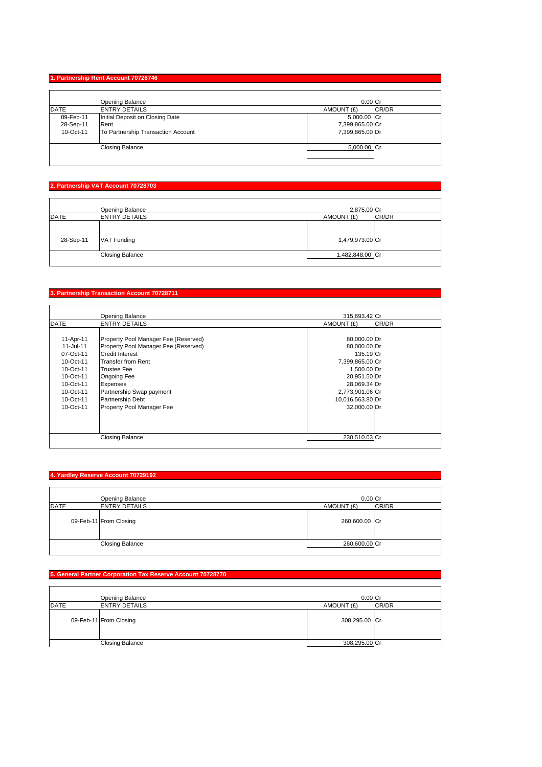## 1. Partnership Rent Account 70728746

| DATE | ENTRY DETAILS | AMOUNT (£) | CR/DR |
|---|---|---|---|
| | Opening Balance | 0.00 | Cr |
| 09-Feb-11 | Initial Deposit on Closing Date | 5,000.00 | Cr |
| 28-Sep-11 | Rent | 7,399,865.00 | Cr |
| 10-Oct-11 | To Partnership Transaction Account | 7,399,865.00 | Dr |
| | Closing Balance | 5,000.00 | Cr |

## 2. Partnership VAT Account 70728703

| DATE | ENTRY DETAILS | AMOUNT (£) | CR/DR |
|---|---|---|---|
| | Opening Balance | 2,875.00 | Cr |
| 28-Sep-11 | VAT Funding | 1,479,973.00 | Cr |
| | Closing Balance | 1,482,848.00 | Cr |

## 3. Partnership Transaction Account 70728711

| DATE | ENTRY DETAILS | AMOUNT (£) | CR/DR |
|---|---|---|---|
| | Opening Balance | 315,693.42 | Cr |
| 11-Apr-11 | Property Pool Manager Fee (Reserved) | 80,000.00 | Dr |
| 11-Jul-11 | Property Pool Manager Fee (Reserved) | 80,000.00 | Dr |
| 07-Oct-11 | Credit Interest | 135.19 | Cr |
| 10-Oct-11 | Transfer from Rent | 7,399,865.00 | Cr |
| 10-Oct-11 | Trustee Fee | 1,500.00 | Dr |
| 10-Oct-11 | Ongoing Fee | 20,951.50 | Dr |
| 10-Oct-11 | Expenses | 28,069.34 | Dr |
| 10-Oct-11 | Partnership Swap payment | 2,773,901.06 | Cr |
| 10-Oct-11 | Partnership Debt | 10,016,563.80 | Dr |
| 10-Oct-11 | Property Pool Manager Fee | 32,000.00 | Dr |
| | Closing Balance | 230,510.03 | Cr |

## 4. Yardley Reserve Account 70729192

| DATE | ENTRY DETAILS | AMOUNT (£) | CR/DR |
|---|---|---|---|
| | Opening Balance | 0.00 | Cr |
| 09-Feb-11 | From Closing | 260,600.00 | Cr |
| | Closing Balance | 260,600.00 | Cr |

## 5. General Partner Corporation Tax Reserve Account 70728770

| DATE | ENTRY DETAILS | AMOUNT (£) | CR/DR |
|---|---|---|---|
| | Opening Balance | 0.00 | Cr |
| 09-Feb-11 | From Closing | 308,295.00 | Cr |
| | Closing Balance | 308,295.00 | Cr |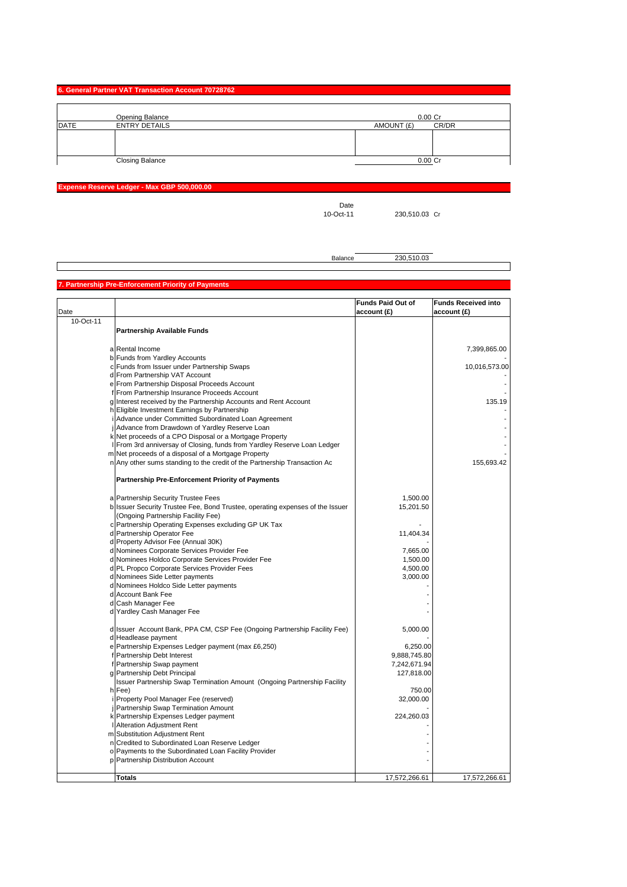## 6. General Partner VAT Transaction Account 70728762

| DATE | ENTRY DETAILS | AMOUNT (£) | CR/DR |
|---|---|---|---|
| | Opening Balance | 0.00 | Cr |
| | | | |
| | Closing Balance | 0.00 | Cr |

## Expense Reserve Ledger - Max GBP 500,000.00

| | Date | | |
|---|---|---|---|
| | 10-Oct-11 | 230,510.03 | Cr |
| | Balance | 230,510.03 | |

## 7. Partnership Pre-Enforcement Priority of Payments

| Date | | Funds Paid Out of account (£) | Funds Received into account (£) |
|---|---|---|---|
| 10-Oct-11 | **Partnership Available Funds** | | |
| | a Rental Income | | 7,399,865.00 |
| | b Funds from Yardley Accounts | | - |
| | c Funds from Issuer under Partnership Swaps | | 10,016,573.00 |
| | d From Partnership VAT Account | | - |
| | e From Partnership Disposal Proceeds Account | | - |
| | f From Partnership Insurance Proceeds Account | | - |
| | g Interest received by the Partnership Accounts and Rent Account | | 135.19 |
| | h Eligible Investment Earnings by Partnership | | - |
| | i Advance under Committed Subordinated Loan Agreement | | - |
| | j Advance from Drawdown of Yardley Reserve Loan | | - |
| | k Net proceeds of a CPO Disposal or a Mortgage Property | | - |
| | l From 3rd anniversary of Closing, funds from Yardley Reserve Loan Ledger | | - |
| | m Net proceeds of a disposal of a Mortgage Property | | - |
| | n Any other sums standing to the credit of the Partnership Transaction Ac | | 155,693.42 |
| | **Partnership Pre-Enforcement Priority of Payments** | | |
| | a Partnership Security Trustee Fees | 1,500.00 | |
| | b Issuer Security Trustee Fee, Bond Trustee, operating expenses of the Issuer (Ongoing Partnership Facility Fee) | 15,201.50 | |
| | c Partnership Operating Expenses excluding GP UK Tax | - | |
| | d Partnership Operator Fee | 11,404.34 | |
| | d Property Advisor Fee (Annual 30K) | - | |
| | d Nominees Corporate Services Provider Fee | 7,665.00 | |
| | d Nominees Holdco Corporate Services Provider Fee | 1,500.00 | |
| | d PL Propco Corporate Services Provider Fees | 4,500.00 | |
| | d Nominees Side Letter payments | 3,000.00 | |
| | d Nominees Holdco Side Letter payments | - | |
| | d Account Bank Fee | - | |
| | d Cash Manager Fee | - | |
| | d Yardley Cash Manager Fee | - | |
| | d Issuer Account Bank, PPA CM, CSP Fee (Ongoing Partnership Facility Fee) | 5,000.00 | |
| | d Headlease payment | - | |
| | e Partnership Expenses Ledger payment (max £6,250) | 6,250.00 | |
| | f Partnership Debt Interest | 9,888,745.80 | |
| | f Partnership Swap payment | 7,242,671.94 | |
| | g Partnership Debt Principal | 127,818.00 | |
| | h Issuer Partnership Swap Termination Amount (Ongoing Partnership Facility Fee) | 750.00 | |
| | i Property Pool Manager Fee (reserved) | 32,000.00 | |
| | j Partnership Swap Termination Amount | - | |
| | k Partnership Expenses Ledger payment | 224,260.03 | |
| | l Alteration Adjustment Rent | - | |
| | m Substitution Adjustment Rent | - | |
| | n Credited to Subordinated Loan Reserve Ledger | - | |
| | o Payments to the Subordinated Loan Facility Provider | - | |
| | p Partnership Distribution Account | - | |
| | **Totals** | 17,572,266.61 | 17,572,266.61 |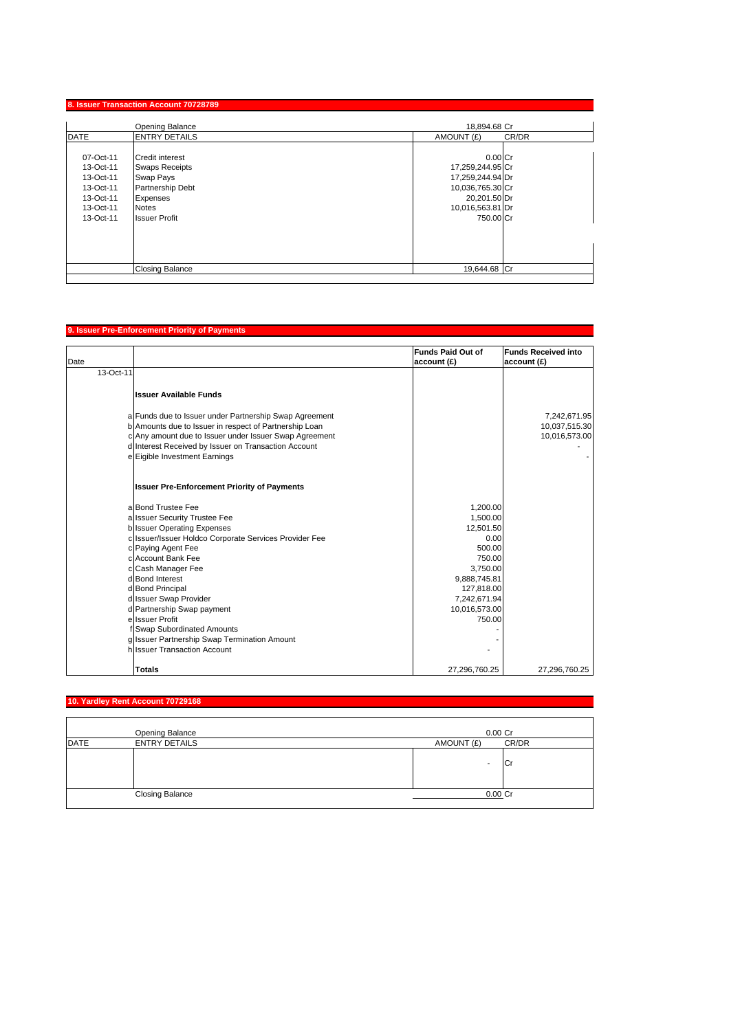## 8. Issuer Transaction Account 70728789

| DATE | ENTRY DETAILS | AMOUNT (£) | CR/DR |
|---|---|---|---|
| | Opening Balance | 18,894.68 | Cr |
| 07-Oct-11 | Credit interest | 0.00 | Cr |
| 13-Oct-11 | Swaps Receipts | 17,259,244.95 | Cr |
| 13-Oct-11 | Swap Pays | 17,259,244.94 | Dr |
| 13-Oct-11 | Partnership Debt | 10,036,765.30 | Cr |
| 13-Oct-11 | Expenses | 20,201.50 | Dr |
| 13-Oct-11 | Notes | 10,016,563.81 | Dr |
| 13-Oct-11 | Issuer Profit | 750.00 | Cr |
| | Closing Balance | 19,644.68 | Cr |

## 9. Issuer Pre-Enforcement Priority of Payments

| Date | | Funds Paid Out of account (£) | Funds Received into account (£) |
|---|---|---|---|
| 13-Oct-11 | | | |
| | **Issuer Available Funds** | | |
| | a Funds due to Issuer under Partnership Swap Agreement | | 7,242,671.95 |
| | b Amounts due to Issuer in respect of Partnership Loan | | 10,037,515.30 |
| | c Any amount due to Issuer under Issuer Swap Agreement | | 10,016,573.00 |
| | d Interest Received by Issuer on Transaction Account | | - |
| | e Eigible Investment Earnings | | - |
| | **Issuer Pre-Enforcement Priority of Payments** | | |
| | a Bond Trustee Fee | 1,200.00 | |
| | a Issuer Security Trustee Fee | 1,500.00 | |
| | b Issuer Operating Expenses | 12,501.50 | |
| | c Issuer/Issuer Holdco Corporate Services Provider Fee | 0.00 | |
| | c Paying Agent Fee | 500.00 | |
| | c Account Bank Fee | 750.00 | |
| | c Cash Manager Fee | 3,750.00 | |
| | d Bond Interest | 9,888,745.81 | |
| | d Bond Principal | 127,818.00 | |
| | d Issuer Swap Provider | 7,242,671.94 | |
| | d Partnership Swap payment | 10,016,573.00 | |
| | e Issuer Profit | 750.00 | |
| | f Swap Subordinated Amounts | - | |
| | g Issuer Partnership Swap Termination Amount | - | |
| | h Issuer Transaction Account | - | |
| | **Totals** | 27,296,760.25 | 27,296,760.25 |

## 10. Yardley Rent Account 70729168

| DATE | ENTRY DETAILS | AMOUNT (£) | CR/DR |
|---|---|---|---|
| | Opening Balance | 0.00 | Cr |
| | | - | Cr |
| | Closing Balance | 0.00 | Cr |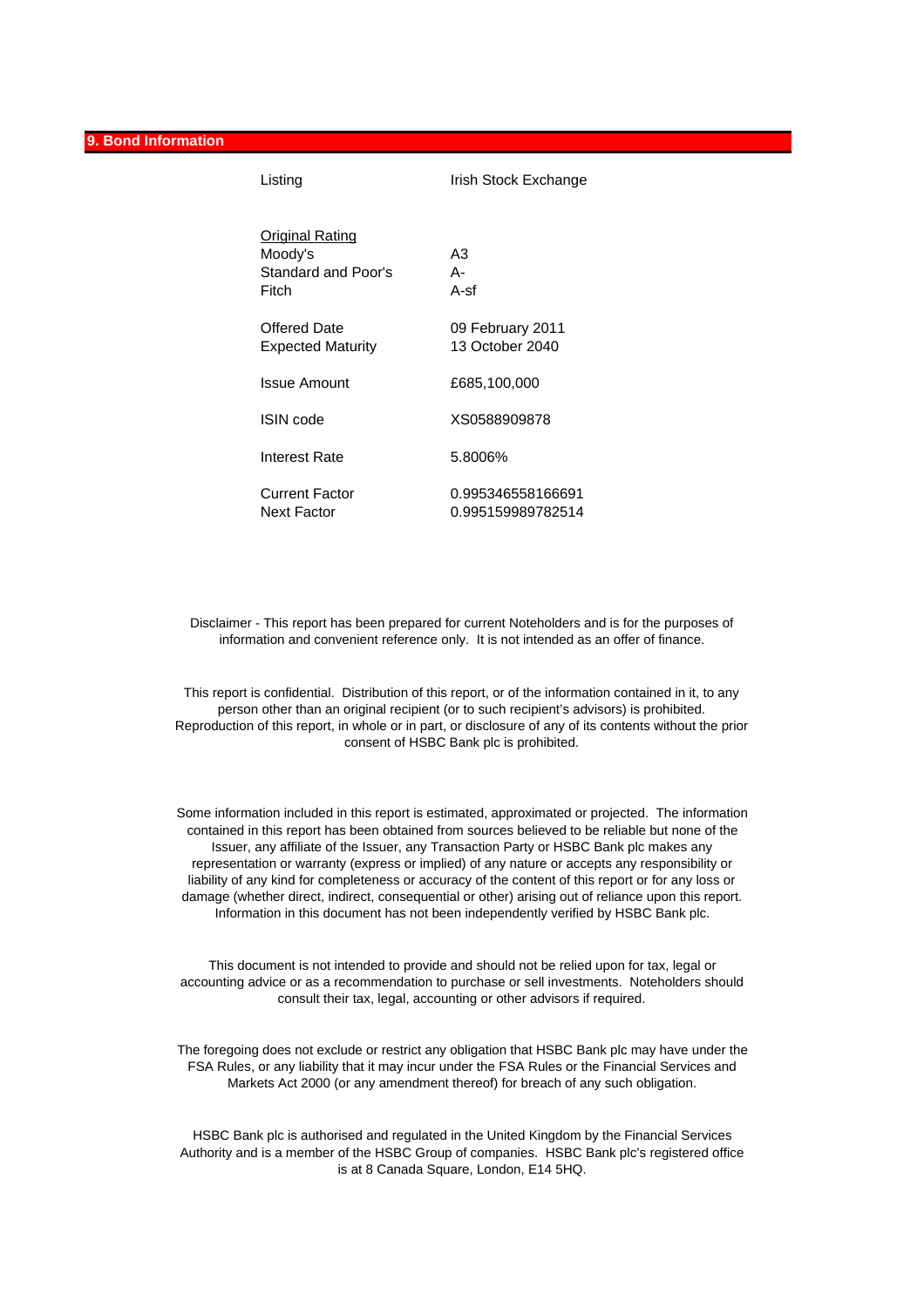## 9. Bond Information

| | |
|---|---|
| Listing | Irish Stock Exchange |
| <u>Original Rating</u> | |
| Moody's | A3 |
| Standard and Poor's | A- |
| Fitch | A-sf |
| Offered Date | 09 February 2011 |
| Expected Maturity | 13 October 2040 |
| Issue Amount | £685,100,000 |
| ISIN code | XS0588909878 |
| Interest Rate | 5.8006% |
| Current Factor | 0.995346558166691 |
| Next Factor | 0.995159989782514 |

Disclaimer - This report has been prepared for current Noteholders and is for the purposes of information and convenient reference only. It is not intended as an offer of finance.

This report is confidential. Distribution of this report, or of the information contained in it, to any person other than an original recipient (or to such recipient's advisors) is prohibited. Reproduction of this report, in whole or in part, or disclosure of any of its contents without the prior consent of HSBC Bank plc is prohibited.

Some information included in this report is estimated, approximated or projected. The information contained in this report has been obtained from sources believed to be reliable but none of the Issuer, any affiliate of the Issuer, any Transaction Party or HSBC Bank plc makes any representation or warranty (express or implied) of any nature or accepts any responsibility or liability of any kind for completeness or accuracy of the content of this report or for any loss or damage (whether direct, indirect, consequential or other) arising out of reliance upon this report. Information in this document has not been independently verified by HSBC Bank plc.

This document is not intended to provide and should not be relied upon for tax, legal or accounting advice or as a recommendation to purchase or sell investments. Noteholders should consult their tax, legal, accounting or other advisors if required.

The foregoing does not exclude or restrict any obligation that HSBC Bank plc may have under the FSA Rules, or any liability that it may incur under the FSA Rules or the Financial Services and Markets Act 2000 (or any amendment thereof) for breach of any such obligation.

HSBC Bank plc is authorised and regulated in the United Kingdom by the Financial Services Authority and is a member of the HSBC Group of companies. HSBC Bank plc's registered office is at 8 Canada Square, London, E14 5HQ.